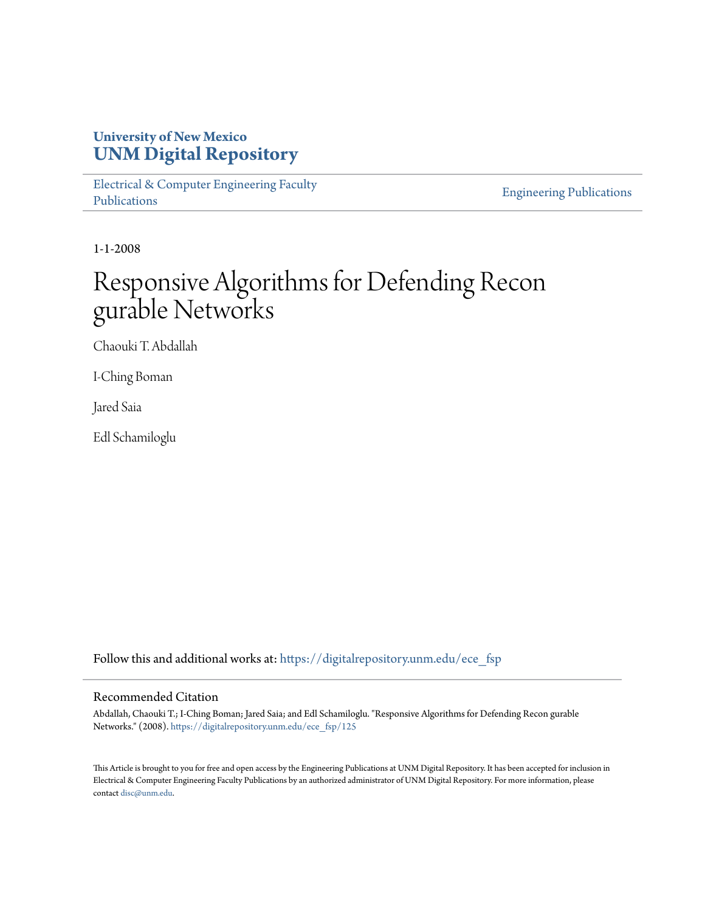University of New Mexico
**UNM Digital Repository**

Electrical & Computer Engineering Faculty Publications

Engineering Publications

1-1-2008

# Responsive Algorithms for Defending Recon gurable Networks

Chaouki T. Abdallah

I-Ching Boman

Jared Saia

Edl Schamiloglu

Follow this and additional works at: https://digitalrepository.unm.edu/ece_fsp

## Recommended Citation

Abdallah, Chaouki T.; I-Ching Boman; Jared Saia; and Edl Schamiloglu. "Responsive Algorithms for Defending Recon gurable Networks." (2008). https://digitalrepository.unm.edu/ece_fsp/125

This Article is brought to you for free and open access by the Engineering Publications at UNM Digital Repository. It has been accepted for inclusion in Electrical & Computer Engineering Faculty Publications by an authorized administrator of UNM Digital Repository. For more information, please contact disc@unm.edu.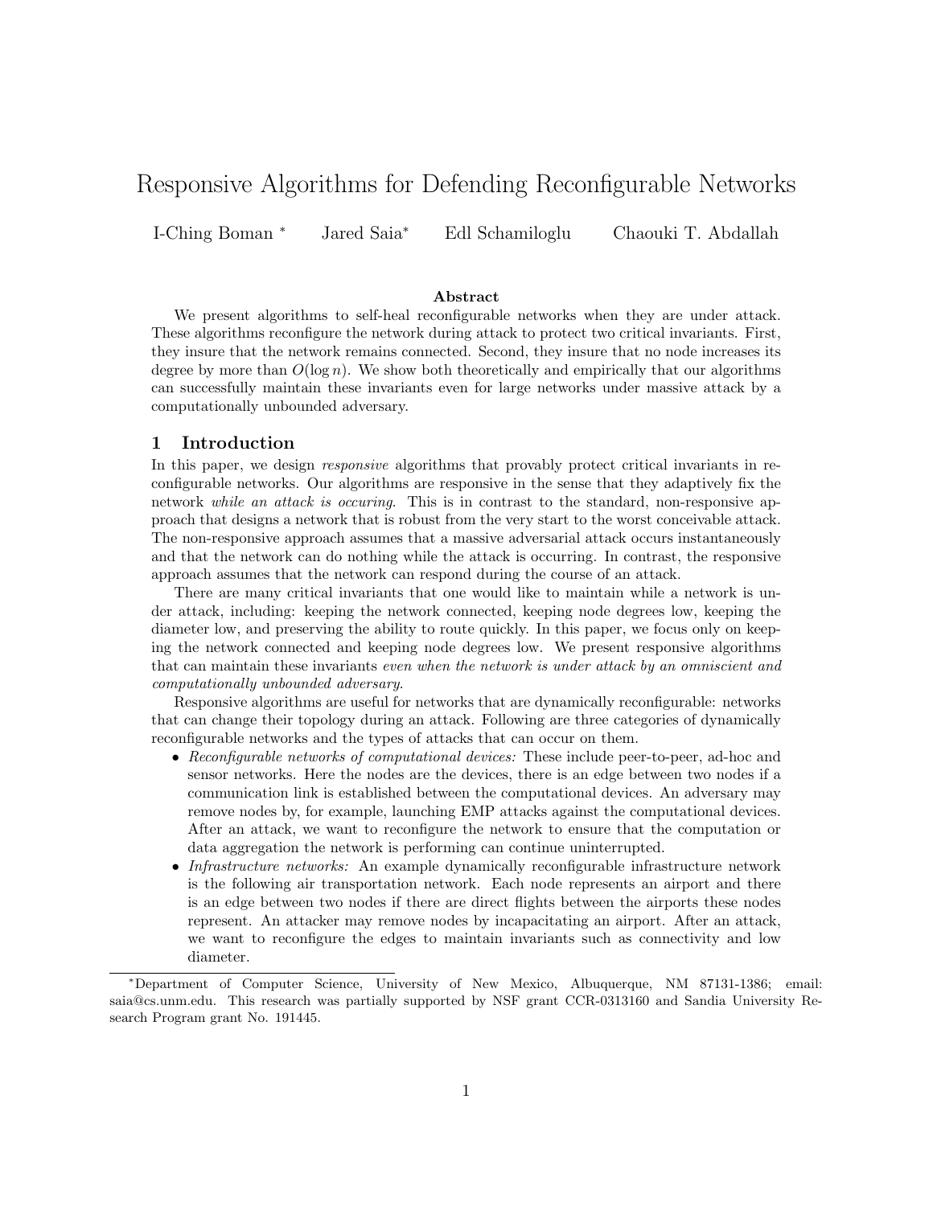# Responsive Algorithms for Defending Reconfigurable Networks

I-Ching Boman [*] Jared Saia[*] Edl Schamiloglu Chaouki T. Abdallah

### Abstract

We present algorithms to self-heal reconfigurable networks when they are under attack. These algorithms reconfigure the network during attack to protect two critical invariants. First, they insure that the network remains connected. Second, they insure that no node increases its degree by more than $O(\log n)$. We show both theoretically and empirically that our algorithms can successfully maintain these invariants even for large networks under massive attack by a computationally unbounded adversary.

## 1 Introduction

In this paper, we design *responsive* algorithms that provably protect critical invariants in reconfigurable networks. Our algorithms are responsive in the sense that they adaptively fix the network *while an attack is occuring*. This is in contrast to the standard, non-responsive approach that designs a network that is robust from the very start to the worst conceivable attack. The non-responsive approach assumes that a massive adversarial attack occurs instantaneously and that the network can do nothing while the attack is occurring. In contrast, the responsive approach assumes that the network can respond during the course of an attack.

There are many critical invariants that one would like to maintain while a network is under attack, including: keeping the network connected, keeping node degrees low, keeping the diameter low, and preserving the ability to route quickly. In this paper, we focus only on keeping the network connected and keeping node degrees low. We present responsive algorithms that can maintain these invariants *even when the network is under attack by an omniscient and computationally unbounded adversary*.

Responsive algorithms are useful for networks that are dynamically reconfigurable: networks that can change their topology during an attack. Following are three categories of dynamically reconfigurable networks and the types of attacks that can occur on them.

- *Reconfigurable networks of computational devices:* These include peer-to-peer, ad-hoc and sensor networks. Here the nodes are the devices, there is an edge between two nodes if a communication link is established between the computational devices. An adversary may remove nodes by, for example, launching EMP attacks against the computational devices. After an attack, we want to reconfigure the network to ensure that the computation or data aggregation the network is performing can continue uninterrupted.
- *Infrastructure networks:* An example dynamically reconfigurable infrastructure network is the following air transportation network. Each node represents an airport and there is an edge between two nodes if there are direct flights between the airports these nodes represent. An attacker may remove nodes by incapacitating an airport. After an attack, we want to reconfigure the edges to maintain invariants such as connectivity and low diameter.

[*]Department of Computer Science, University of New Mexico, Albuquerque, NM 87131-1386; email: saia@cs.unm.edu. This research was partially supported by NSF grant CCR-0313160 and Sandia University Research Program grant No. 191445.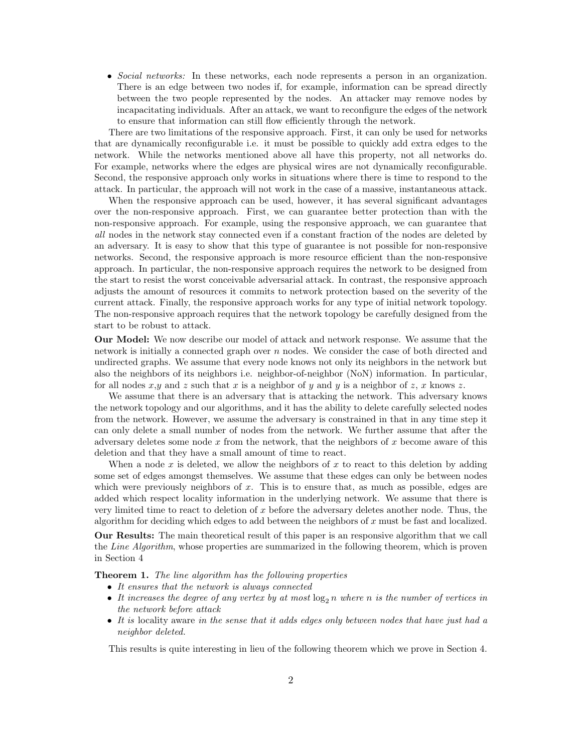- *Social networks:* In these networks, each node represents a person in an organization. There is an edge between two nodes if, for example, information can be spread directly between the two people represented by the nodes. An attacker may remove nodes by incapacitating individuals. After an attack, we want to reconfigure the edges of the network to ensure that information can still flow efficiently through the network.

There are two limitations of the responsive approach. First, it can only be used for networks that are dynamically reconfigurable i.e. it must be possible to quickly add extra edges to the network. While the networks mentioned above all have this property, not all networks do. For example, networks where the edges are physical wires are not dynamically reconfigurable. Second, the responsive approach only works in situations where there is time to respond to the attack. In particular, the approach will not work in the case of a massive, instantaneous attack.

When the responsive approach can be used, however, it has several significant advantages over the non-responsive approach. First, we can guarantee better protection than with the non-responsive approach. For example, using the responsive approach, we can guarantee that *all* nodes in the network stay connected even if a constant fraction of the nodes are deleted by an adversary. It is easy to show that this type of guarantee is not possible for non-responsive networks. Second, the responsive approach is more resource efficient than the non-responsive approach. In particular, the non-responsive approach requires the network to be designed from the start to resist the worst conceivable adversarial attack. In contrast, the responsive approach adjusts the amount of resources it commits to network protection based on the severity of the current attack. Finally, the responsive approach works for any type of initial network topology. The non-responsive approach requires that the network topology be carefully designed from the start to be robust to attack.

**Our Model:** We now describe our model of attack and network response. We assume that the network is initially a connected graph over $n$ nodes. We consider the case of both directed and undirected graphs. We assume that every node knows not only its neighbors in the network but also the neighbors of its neighbors i.e. neighbor-of-neighbor (NoN) information. In particular, for all nodes $x$,$y$ and $z$ such that $x$ is a neighbor of $y$ and $y$ is a neighbor of $z$, $x$ knows $z$.

We assume that there is an adversary that is attacking the network. This adversary knows the network topology and our algorithms, and it has the ability to delete carefully selected nodes from the network. However, we assume the adversary is constrained in that in any time step it can only delete a small number of nodes from the network. We further assume that after the adversary deletes some node $x$ from the network, that the neighbors of $x$ become aware of this deletion and that they have a small amount of time to react.

When a node $x$ is deleted, we allow the neighbors of $x$ to react to this deletion by adding some set of edges amongst themselves. We assume that these edges can only be between nodes which were previously neighbors of $x$. This is to ensure that, as much as possible, edges are added which respect locality information in the underlying network. We assume that there is very limited time to react to deletion of $x$ before the adversary deletes another node. Thus, the algorithm for deciding which edges to add between the neighbors of $x$ must be fast and localized.

**Our Results:** The main theoretical result of this paper is an responsive algorithm that we call the *Line Algorithm*, whose properties are summarized in the following theorem, which is proven in Section 4

**Theorem 1.** *The line algorithm has the following properties*

- *It ensures that the network is always connected*
- *It increases the degree of any vertex by at most $\log_2 n$ where $n$ is the number of vertices in the network before attack*
- *It is* locality aware *in the sense that it adds edges only between nodes that have just had a neighbor deleted.*

This results is quite interesting in lieu of the following theorem which we prove in Section 4.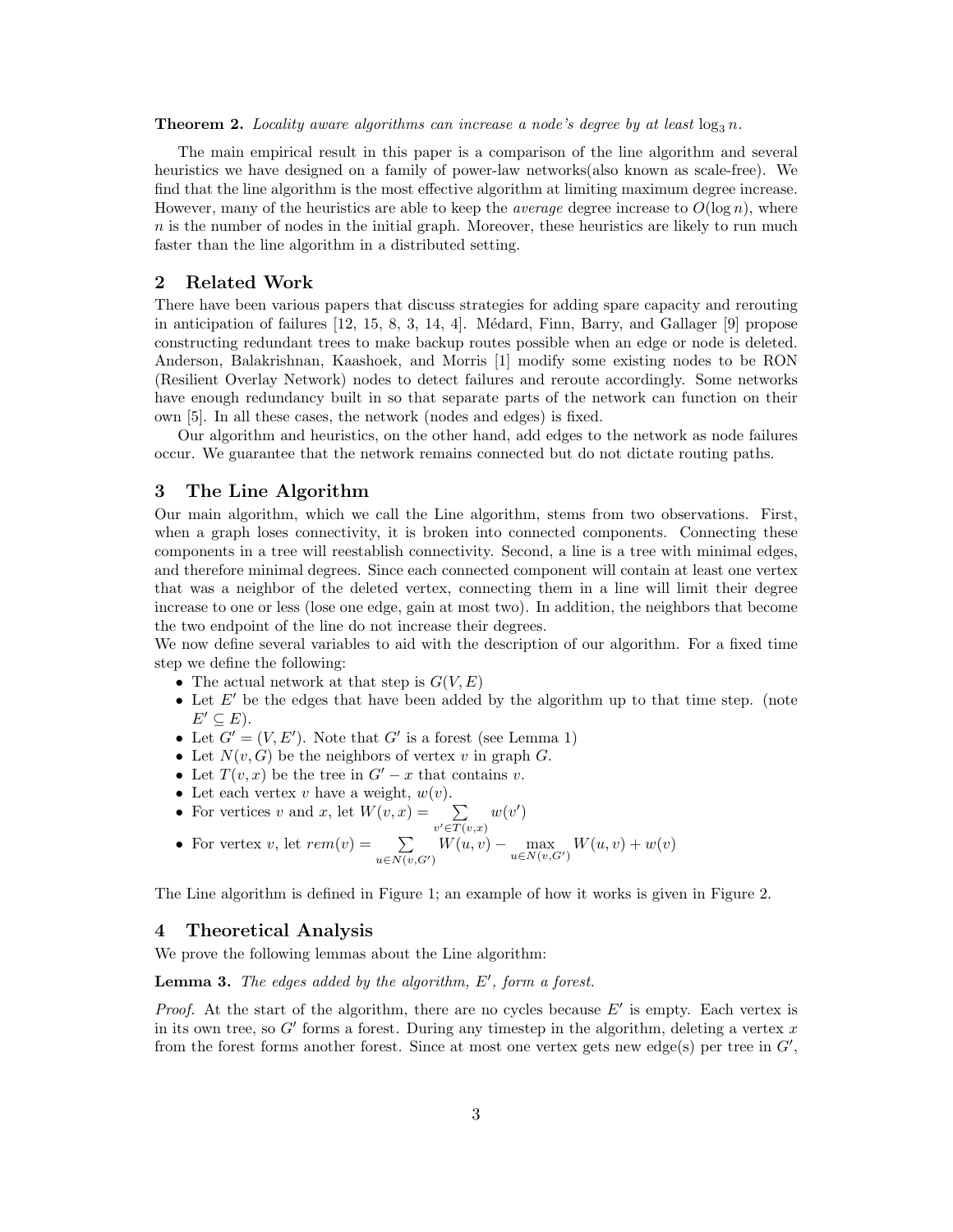**Theorem 2.** *Locality aware algorithms can increase a node's degree by at least* $\log_3 n$.

The main empirical result in this paper is a comparison of the line algorithm and several heuristics we have designed on a family of power-law networks(also known as scale-free). We find that the line algorithm is the most effective algorithm at limiting maximum degree increase. However, many of the heuristics are able to keep the *average* degree increase to $O(\log n)$, where $n$ is the number of nodes in the initial graph. Moreover, these heuristics are likely to run much faster than the line algorithm in a distributed setting.

## 2 Related Work

There have been various papers that discuss strategies for adding spare capacity and rerouting in anticipation of failures [12, 15, 8, 3, 14, 4]. Médard, Finn, Barry, and Gallager [9] propose constructing redundant trees to make backup routes possible when an edge or node is deleted. Anderson, Balakrishnan, Kaashoek, and Morris [1] modify some existing nodes to be RON (Resilient Overlay Network) nodes to detect failures and reroute accordingly. Some networks have enough redundancy built in so that separate parts of the network can function on their own [5]. In all these cases, the network (nodes and edges) is fixed.

Our algorithm and heuristics, on the other hand, add edges to the network as node failures occur. We guarantee that the network remains connected but do not dictate routing paths.

## 3 The Line Algorithm

Our main algorithm, which we call the Line algorithm, stems from two observations. First, when a graph loses connectivity, it is broken into connected components. Connecting these components in a tree will reestablish connectivity. Second, a line is a tree with minimal edges, and therefore minimal degrees. Since each connected component will contain at least one vertex that was a neighbor of the deleted vertex, connecting them in a line will limit their degree increase to one or less (lose one edge, gain at most two). In addition, the neighbors that become the two endpoint of the line do not increase their degrees.
We now define several variables to aid with the description of our algorithm. For a fixed time step we define the following:

- The actual network at that step is $G(V, E)$
- Let $E'$ be the edges that have been added by the algorithm up to that time step. (note $E' \subseteq E$).
- Let $G' = (V, E')$. Note that $G'$ is a forest (see Lemma 1)
- Let $N(v, G)$ be the neighbors of vertex $v$ in graph $G$.
- Let $T(v, x)$ be the tree in $G' - x$ that contains $v$.
- Let each vertex $v$ have a weight, $w(v)$.
- For vertices $v$ and $x$, let $W(v, x) = \sum_{v' \in T(v,x)} w(v')$
- For vertex $v$, let $rem(v) = \sum_{u \in N(v,G')} W(u, v) - \max_{u \in N(v,G')} W(u, v) + w(v)$

The Line algorithm is defined in Figure 1; an example of how it works is given in Figure 2.

## 4 Theoretical Analysis

We prove the following lemmas about the Line algorithm:

**Lemma 3.** *The edges added by the algorithm,* $E'$*, form a forest.*

*Proof.* At the start of the algorithm, there are no cycles because $E'$ is empty. Each vertex is in its own tree, so $G'$ forms a forest. During any timestep in the algorithm, deleting a vertex $x$ from the forest forms another forest. Since at most one vertex gets new edge(s) per tree in $G'$,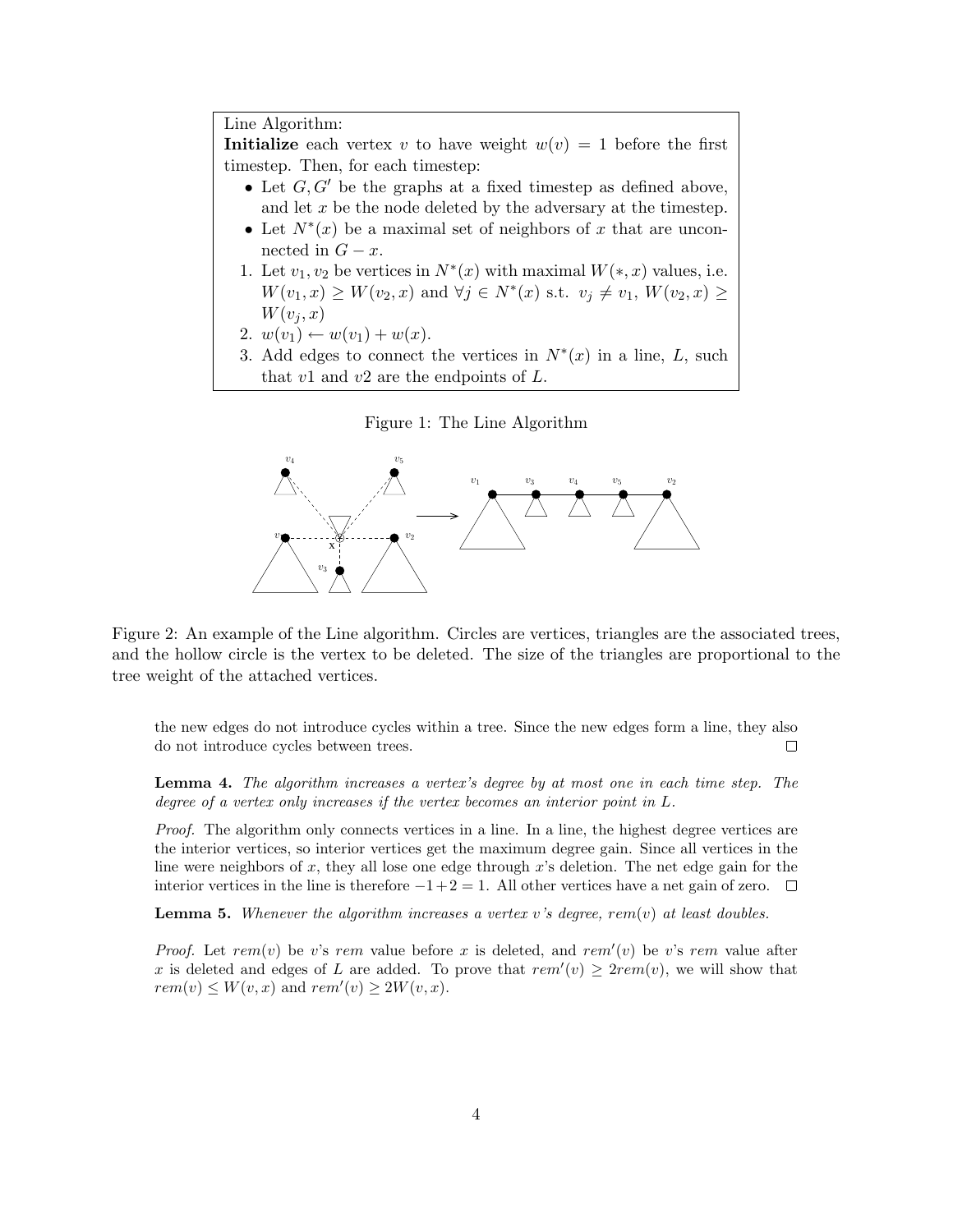Line Algorithm:

**Initialize** each vertex $v$ to have weight $w(v) = 1$ before the first timestep. Then, for each timestep:

- Let $G, G'$ be the graphs at a fixed timestep as defined above, and let $x$ be the node deleted by the adversary at the timestep.
- Let $N^*(x)$ be a maximal set of neighbors of $x$ that are unconnected in $G - x$.

1. Let $v_1, v_2$ be vertices in $N^*(x)$ with maximal $W(*, x)$ values, i.e. $W(v_1, x) \geq W(v_2, x)$ and $\forall j \in N^*(x)$ s.t. $v_j \neq v_1$, $W(v_2, x) \geq W(v_j, x)$
2. $w(v_1) \leftarrow w(v_1) + w(x)$.
3. Add edges to connect the vertices in $N^*(x)$ in a line, $L$, such that $v1$ and $v2$ are the endpoints of $L$.

Figure 1: The Line Algorithm

Figure 2: An example of the Line algorithm. Circles are vertices, triangles are the associated trees, and the hollow circle is the vertex to be deleted. The size of the triangles are proportional to the tree weight of the attached vertices.

the new edges do not introduce cycles within a tree. Since the new edges form a line, they also do not introduce cycles between trees. $\square$

**Lemma 4.** *The algorithm increases a vertex's degree by at most one in each time step. The degree of a vertex only increases if the vertex becomes an interior point in $L$.*

*Proof.* The algorithm only connects vertices in a line. In a line, the highest degree vertices are the interior vertices, so interior vertices get the maximum degree gain. Since all vertices in the line were neighbors of $x$, they all lose one edge through $x$'s deletion. The net edge gain for the interior vertices in the line is therefore $-1+2 = 1$. All other vertices have a net gain of zero. $\square$

**Lemma 5.** *Whenever the algorithm increases a vertex $v$'s degree, $rem(v)$ at least doubles.*

*Proof.* Let $rem(v)$ be $v$'s $rem$ value before $x$ is deleted, and $rem'(v)$ be $v$'s $rem$ value after $x$ is deleted and edges of $L$ are added. To prove that $rem'(v) \geq 2rem(v)$, we will show that $rem(v) \leq W(v, x)$ and $rem'(v) \geq 2W(v, x)$.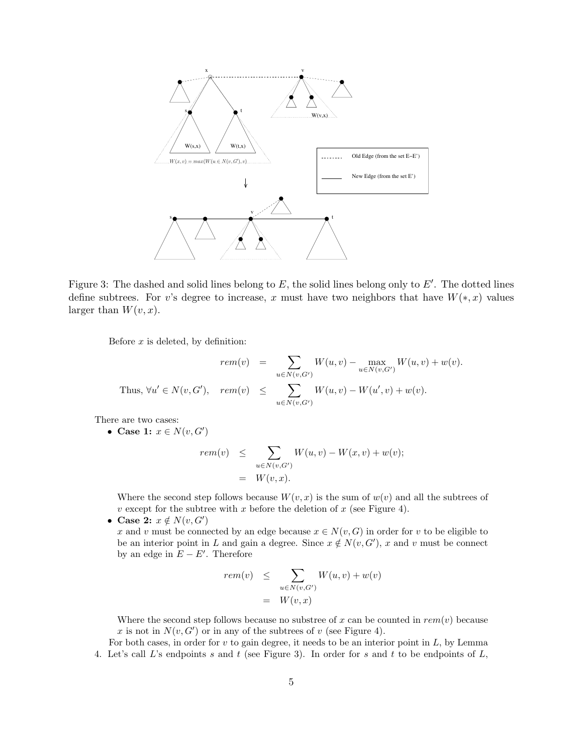Figure 3: The dashed and solid lines belong to $E$, the solid lines belong only to $E'$. The dotted lines define subtrees. For $v$'s degree to increase, $x$ must have two neighbors that have $W(*,x)$ values larger than $W(v,x)$.

Before $x$ is deleted, by definition:

$$rem(v) = \sum_{u \in N(v,G')} W(u,v) - \max_{u \in N(v,G')} W(u,v) + w(v).$$

Thus, $\forall u' \in N(v,G')$, 
$$rem(v) \leq \sum_{u \in N(v,G')} W(u,v) - W(u',v) + w(v).$$

There are two cases:

- **Case 1:** $x \in N(v,G')$

$$\begin{aligned} rem(v) &\leq \sum_{u \in N(v,G')} W(u,v) - W(x,v) + w(v); \\ &= W(v,x). \end{aligned}$$

Where the second step follows because $W(v,x)$ is the sum of $w(v)$ and all the subtrees of $v$ except for the subtree with $x$ before the deletion of $x$ (see Figure 4).

- **Case 2:** $x \notin N(v,G')$

$x$ and $v$ must be connected by an edge because $x \in N(v,G)$ in order for $v$ to be eligible to be an interior point in $L$ and gain a degree. Since $x \notin N(v,G')$, $x$ and $v$ must be connect by an edge in $E - E'$. Therefore

$$\begin{aligned} rem(v) &\leq \sum_{u \in N(v,G')} W(u,v) + w(v) \\ &= W(v,x) \end{aligned}$$

Where the second step follows because no substree of $x$ can be counted in $rem(v)$ because $x$ is not in $N(v,G')$ or in any of the subtrees of $v$ (see Figure 4).

For both cases, in order for $v$ to gain degree, it needs to be an interior point in $L$, by Lemma 4. Let's call $L$'s endpoints $s$ and $t$ (see Figure 3). In order for $s$ and $t$ to be endpoints of $L$,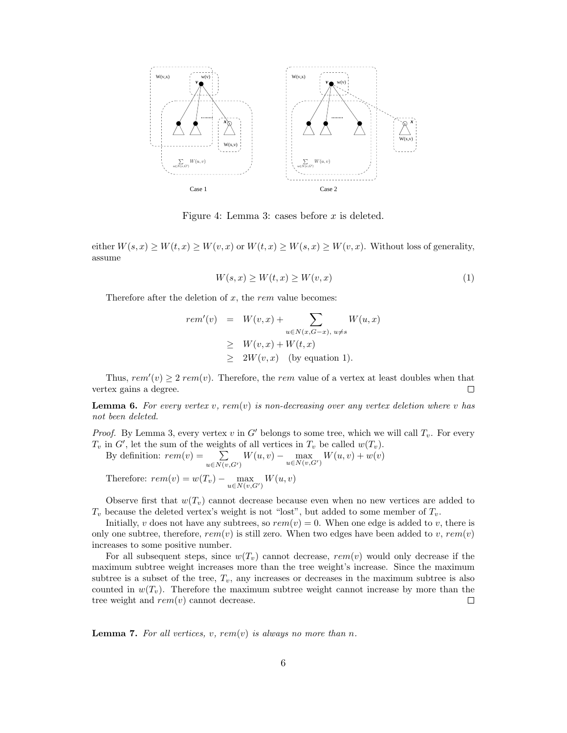Figure 4: Lemma 3: cases before $x$ is deleted.

either $W(s,x) \geq W(t,x) \geq W(v,x)$ or $W(t,x) \geq W(s,x) \geq W(v,x)$. Without loss of generality, assume

$$W(s,x) \geq W(t,x) \geq W(v,x) \tag{1}$$

Therefore after the deletion of $x$, the $rem$ value becomes:

$$\begin{aligned} rem'(v) &= W(v,x) + \sum_{u \in N(x, G-x),\ u \neq s} W(u,x) \\ &\geq W(v,x) + W(t,x) \\ &\geq 2W(v,x) \quad \text{(by equation 1).} \end{aligned}$$

Thus, $rem'(v) \geq 2\, rem(v)$. Therefore, the $rem$ value of a vertex at least doubles when that vertex gains a degree. □

**Lemma 6.** *For every vertex $v$, $rem(v)$ is non-decreasing over any vertex deletion where $v$ has not been deleted.*

*Proof.* By Lemma 3, every vertex $v$ in $G'$ belongs to some tree, which we will call $T_v$. For every $T_v$ in $G'$, let the sum of the weights of all vertices in $T_v$ be called $w(T_v)$.

By definition: $rem(v) = \sum_{u \in N(v,G')} W(u,v) - \max_{u \in N(v,G')} W(u,v) + w(v)$

Therefore: $rem(v) = w(T_v) - \max_{u \in N(v,G')} W(u,v)$

Observe first that $w(T_v)$ cannot decrease because even when no new vertices are added to $T_v$ because the deleted vertex's weight is not "lost", but added to some member of $T_v$.

Initially, $v$ does not have any subtrees, so $rem(v) = 0$. When one edge is added to $v$, there is only one subtree, therefore, $rem(v)$ is still zero. When two edges have been added to $v$, $rem(v)$ increases to some positive number.

For all subsequent steps, since $w(T_v)$ cannot decrease, $rem(v)$ would only decrease if the maximum subtree weight increases more than the tree weight's increase. Since the maximum subtree is a subset of the tree, $T_v$, any increases or decreases in the maximum subtree is also counted in $w(T_v)$. Therefore the maximum subtree weight cannot increase by more than the tree weight and $rem(v)$ cannot decrease. □

**Lemma 7.** *For all vertices, $v$, $rem(v)$ is always no more than $n$.*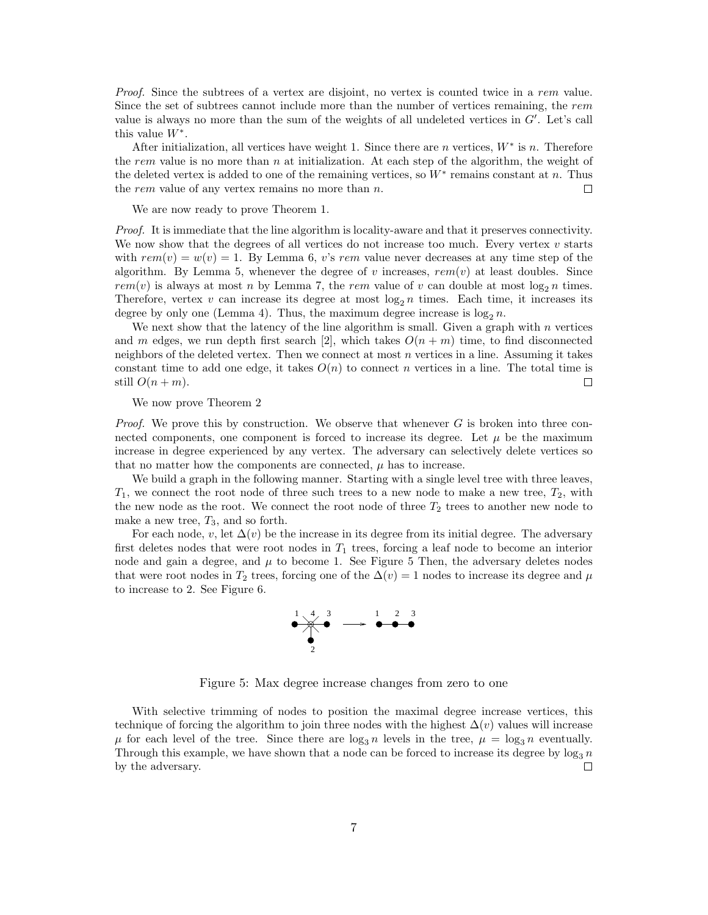*Proof.* Since the subtrees of a vertex are disjoint, no vertex is counted twice in a *rem* value. Since the set of subtrees cannot include more than the number of vertices remaining, the *rem* value is always no more than the sum of the weights of all undeleted vertices in $G'$. Let's call this value $W^*$.

After initialization, all vertices have weight 1. Since there are $n$ vertices, $W^*$ is $n$. Therefore the *rem* value is no more than $n$ at initialization. At each step of the algorithm, the weight of the deleted vertex is added to one of the remaining vertices, so $W^*$ remains constant at $n$. Thus the *rem* value of any vertex remains no more than $n$. □

We are now ready to prove Theorem 1.

*Proof.* It is immediate that the line algorithm is locality-aware and that it preserves connectivity. We now show that the degrees of all vertices do not increase too much. Every vertex $v$ starts with $rem(v) = w(v) = 1$. By Lemma 6, $v$'s *rem* value never decreases at any time step of the algorithm. By Lemma 5, whenever the degree of $v$ increases, $rem(v)$ at least doubles. Since $rem(v)$ is always at most $n$ by Lemma 7, the *rem* value of $v$ can double at most $\log_2 n$ times. Therefore, vertex $v$ can increase its degree at most $\log_2 n$ times. Each time, it increases its degree by only one (Lemma 4). Thus, the maximum degree increase is $\log_2 n$.

We next show that the latency of the line algorithm is small. Given a graph with $n$ vertices and $m$ edges, we run depth first search [2], which takes $O(n + m)$ time, to find disconnected neighbors of the deleted vertex. Then we connect at most $n$ vertices in a line. Assuming it takes constant time to add one edge, it takes $O(n)$ to connect $n$ vertices in a line. The total time is still $O(n + m)$. □

We now prove Theorem 2

*Proof.* We prove this by construction. We observe that whenever $G$ is broken into three connected components, one component is forced to increase its degree. Let $\mu$ be the maximum increase in degree experienced by any vertex. The adversary can selectively delete vertices so that no matter how the components are connected, $\mu$ has to increase.

We build a graph in the following manner. Starting with a single level tree with three leaves, $T_1$, we connect the root node of three such trees to a new node to make a new tree, $T_2$, with the new node as the root. We connect the root node of three $T_2$ trees to another new node to make a new tree, $T_3$, and so forth.

For each node, $v$, let $\Delta(v)$ be the increase in its degree from its initial degree. The adversary first deletes nodes that were root nodes in $T_1$ trees, forcing a leaf node to become an interior node and gain a degree, and $\mu$ to become 1. See Figure 5 Then, the adversary deletes nodes that were root nodes in $T_2$ trees, forcing one of the $\Delta(v) = 1$ nodes to increase its degree and $\mu$ to increase to 2. See Figure 6.

Figure 5: Max degree increase changes from zero to one

With selective trimming of nodes to position the maximal degree increase vertices, this technique of forcing the algorithm to join three nodes with the highest $\Delta(v)$ values will increase $\mu$ for each level of the tree. Since there are $\log_3 n$ levels in the tree, $\mu = \log_3 n$ eventually. Through this example, we have shown that a node can be forced to increase its degree by $\log_3 n$ by the adversary. □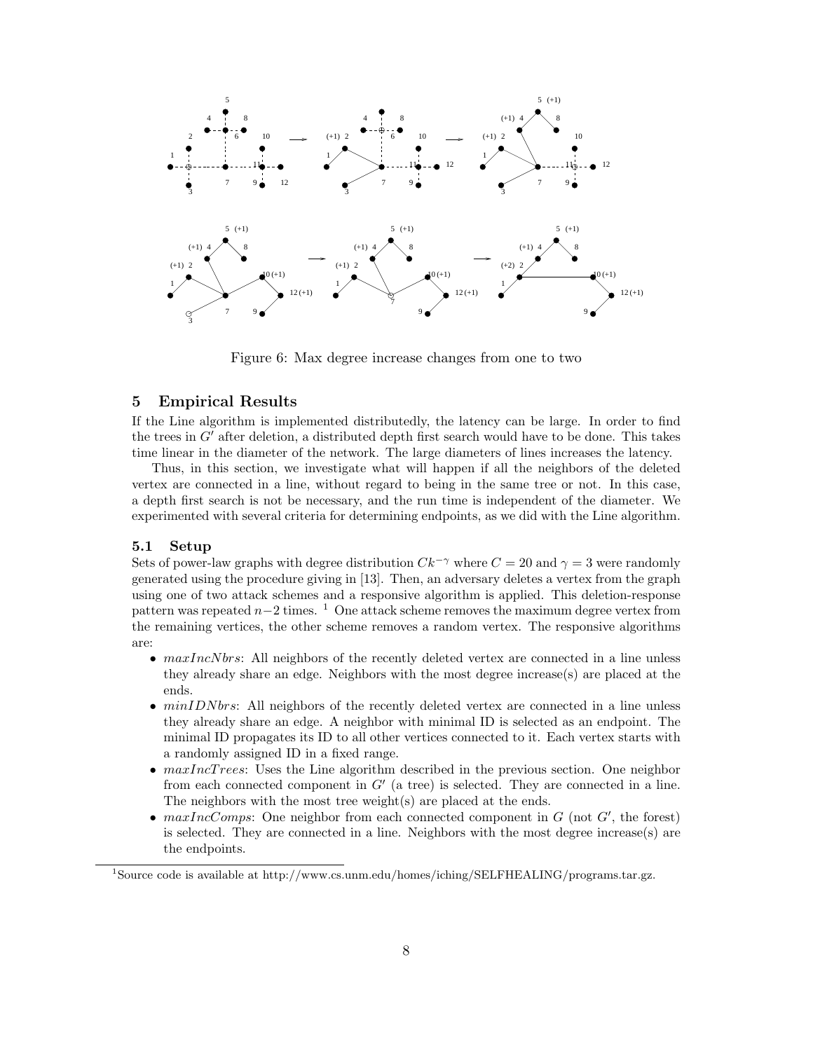Figure 6: Max degree increase changes from one to two

## 5 Empirical Results

If the Line algorithm is implemented distributedly, the latency can be large. In order to find the trees in $G'$ after deletion, a distributed depth first search would have to be done. This takes time linear in the diameter of the network. The large diameters of lines increases the latency.

Thus, in this section, we investigate what will happen if all the neighbors of the deleted vertex are connected in a line, without regard to being in the same tree or not. In this case, a depth first search is not be necessary, and the run time is independent of the diameter. We experimented with several criteria for determining endpoints, as we did with the Line algorithm.

### 5.1 Setup

Sets of power-law graphs with degree distribution $Ck^{-\gamma}$ where $C = 20$ and $\gamma = 3$ were randomly generated using the procedure giving in [13]. Then, an adversary deletes a vertex from the graph using one of two attack schemes and a responsive algorithm is applied. This deletion-response pattern was repeated $n-2$ times. [1] One attack scheme removes the maximum degree vertex from the remaining vertices, the other scheme removes a random vertex. The responsive algorithms are:

- *maxIncNbrs*: All neighbors of the recently deleted vertex are connected in a line unless they already share an edge. Neighbors with the most degree increase(s) are placed at the ends.
- *minIDNbrs*: All neighbors of the recently deleted vertex are connected in a line unless they already share an edge. A neighbor with minimal ID is selected as an endpoint. The minimal ID propagates its ID to all other vertices connected to it. Each vertex starts with a randomly assigned ID in a fixed range.
- *maxIncTrees*: Uses the Line algorithm described in the previous section. One neighbor from each connected component in $G'$ (a tree) is selected. They are connected in a line. The neighbors with the most tree weight(s) are placed at the ends.
- *maxIncComps*: One neighbor from each connected component in $G$ (not $G'$, the forest) is selected. They are connected in a line. Neighbors with the most degree increase(s) are the endpoints.

[1] Source code is available at http://www.cs.unm.edu/homes/iching/SELFHEALING/programs.tar.gz.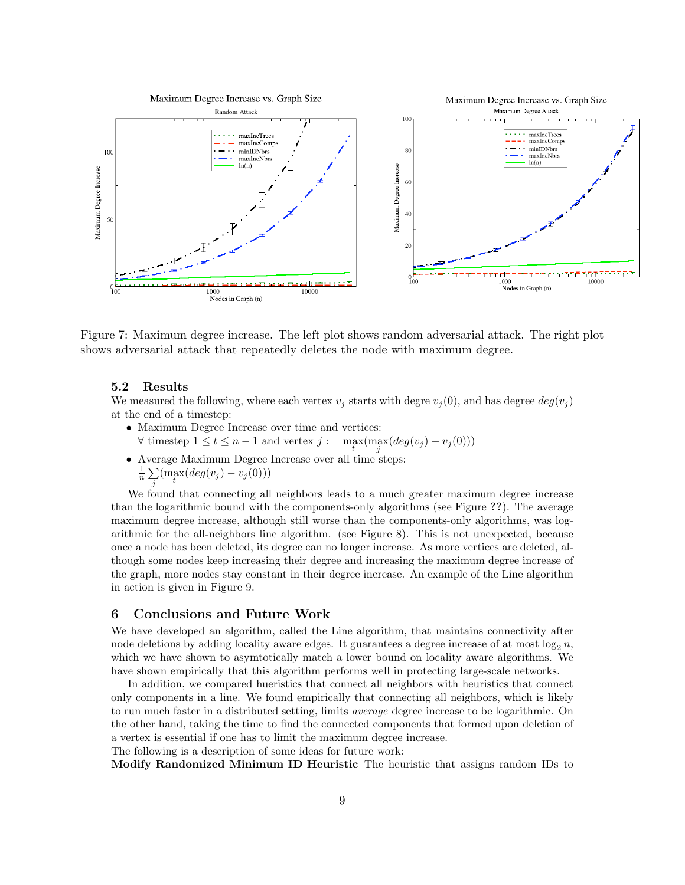Figure 7: Maximum degree increase. The left plot shows random adversarial attack. The right plot shows adversarial attack that repeatedly deletes the node with maximum degree.

### 5.2 Results

We measured the following, where each vertex $v_j$ starts with degree $v_j(0)$, and has degree $deg(v_j)$ at the end of a timestep:

- Maximum Degree Increase over time and vertices:
  $\forall$ timestep $1 \leq t \leq n-1$ and vertex $j$ : $\max_t(\max_j(deg(v_j) - v_j(0)))$
- Average Maximum Degree Increase over all time steps:
  $\frac{1}{n}\sum_j(\max_t(deg(v_j) - v_j(0)))$

We found that connecting all neighbors leads to a much greater maximum degree increase than the logarithmic bound with the components-only algorithms (see Figure **??**). The average maximum degree increase, although still worse than the components-only algorithms, was logarithmic for the all-neighbors line algorithm. (see Figure 8). This is not unexpected, because once a node has been deleted, its degree can no longer increase. As more vertices are deleted, although some nodes keep increasing their degree and increasing the maximum degree increase of the graph, more nodes stay constant in their degree increase. An example of the Line algorithm in action is given in Figure 9.

## 6 Conclusions and Future Work

We have developed an algorithm, called the Line algorithm, that maintains connectivity after node deletions by adding locality aware edges. It guarantees a degree increase of at most $\log_2 n$, which we have shown to asymtotically match a lower bound on locality aware algorithms. We have shown empirically that this algorithm performs well in protecting large-scale networks.

In addition, we compared hueristics that connect all neighbors with heuristics that connect only components in a line. We found empirically that connecting all neighbors, which is likely to run much faster in a distributed setting, limits *average* degree increase to be logarithmic. On the other hand, taking the time to find the connected components that formed upon deletion of a vertex is essential if one has to limit the maximum degree increase.

The following is a description of some ideas for future work:

**Modify Randomized Minimum ID Heuristic** The heuristic that assigns random IDs to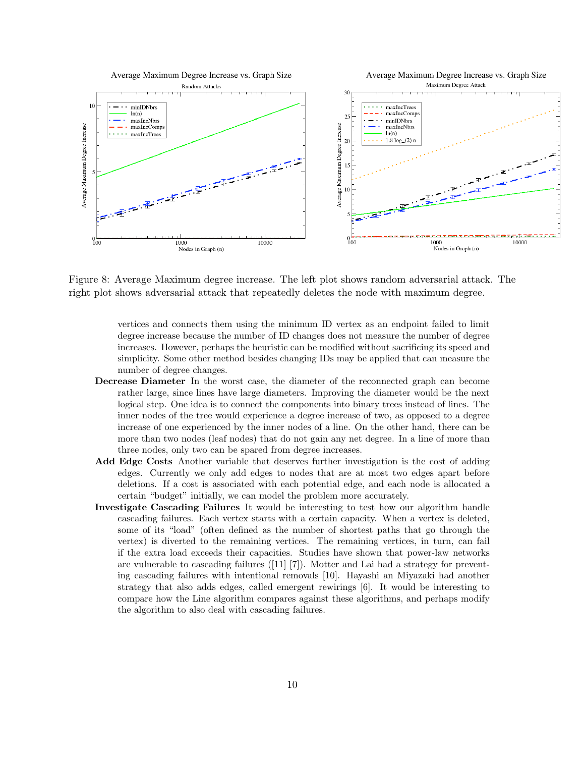Figure 8: Average Maximum degree increase. The left plot shows random adversarial attack. The right plot shows adversarial attack that repeatedly deletes the node with maximum degree.

vertices and connects them using the minimum ID vertex as an endpoint failed to limit degree increase because the number of ID changes does not measure the number of degree increases. However, perhaps the heuristic can be modified without sacrificing its speed and simplicity. Some other method besides changing IDs may be applied that can measure the number of degree changes.

**Decrease Diameter** In the worst case, the diameter of the reconnected graph can become rather large, since lines have large diameters. Improving the diameter would be the next logical step. One idea is to connect the components into binary trees instead of lines. The inner nodes of the tree would experience a degree increase of two, as opposed to a degree increase of one experienced by the inner nodes of a line. On the other hand, there can be more than two nodes (leaf nodes) that do not gain any net degree. In a line of more than three nodes, only two can be spared from degree increases.

**Add Edge Costs** Another variable that deserves further investigation is the cost of adding edges. Currently we only add edges to nodes that are at most two edges apart before deletions. If a cost is associated with each potential edge, and each node is allocated a certain "budget" initially, we can model the problem more accurately.

**Investigate Cascading Failures** It would be interesting to test how our algorithm handle cascading failures. Each vertex starts with a certain capacity. When a vertex is deleted, some of its "load" (often defined as the number of shortest paths that go through the vertex) is diverted to the remaining vertices. The remaining vertices, in turn, can fail if the extra load exceeds their capacities. Studies have shown that power-law networks are vulnerable to cascading failures ([11] [7]). Motter and Lai had a strategy for preventing cascading failures with intentional removals [10]. Hayashi an Miyazaki had another strategy that also adds edges, called emergent rewirings [6]. It would be interesting to compare how the Line algorithm compares against these algorithms, and perhaps modify the algorithm to also deal with cascading failures.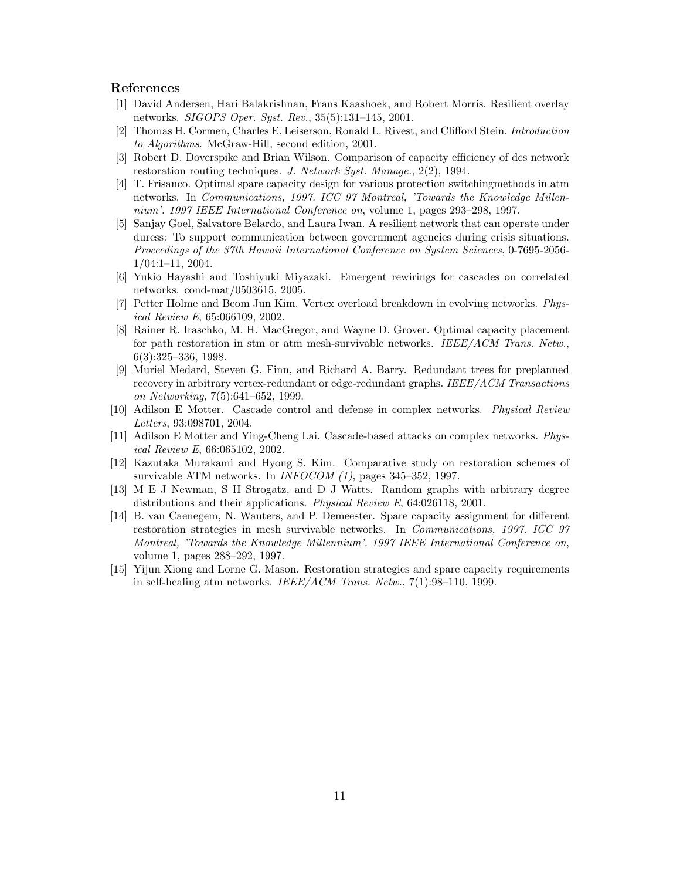## References

[1] David Andersen, Hari Balakrishnan, Frans Kaashoek, and Robert Morris. Resilient overlay networks. *SIGOPS Oper. Syst. Rev.*, 35(5):131–145, 2001.

[2] Thomas H. Cormen, Charles E. Leiserson, Ronald L. Rivest, and Clifford Stein. *Introduction to Algorithms*. McGraw-Hill, second edition, 2001.

[3] Robert D. Doverspike and Brian Wilson. Comparison of capacity efficiency of dcs network restoration routing techniques. *J. Network Syst. Manage.*, 2(2), 1994.

[4] T. Frisanco. Optimal spare capacity design for various protection switchingmethods in atm networks. In *Communications, 1997. ICC 97 Montreal, 'Towards the Knowledge Millennium'. 1997 IEEE International Conference on*, volume 1, pages 293–298, 1997.

[5] Sanjay Goel, Salvatore Belardo, and Laura Iwan. A resilient network that can operate under duress: To support communication between government agencies during crisis situations. *Proceedings of the 37th Hawaii International Conference on System Sciences*, 0-7695-2056-1/04:1–11, 2004.

[6] Yukio Hayashi and Toshiyuki Miyazaki. Emergent rewirings for cascades on correlated networks. cond-mat/0503615, 2005.

[7] Petter Holme and Beom Jun Kim. Vertex overload breakdown in evolving networks. *Physical Review E*, 65:066109, 2002.

[8] Rainer R. Iraschko, M. H. MacGregor, and Wayne D. Grover. Optimal capacity placement for path restoration in stm or atm mesh-survivable networks. *IEEE/ACM Trans. Netw.*, 6(3):325–336, 1998.

[9] Muriel Medard, Steven G. Finn, and Richard A. Barry. Redundant trees for preplanned recovery in arbitrary vertex-redundant or edge-redundant graphs. *IEEE/ACM Transactions on Networking*, 7(5):641–652, 1999.

[10] Adilson E Motter. Cascade control and defense in complex networks. *Physical Review Letters*, 93:098701, 2004.

[11] Adilson E Motter and Ying-Cheng Lai. Cascade-based attacks on complex networks. *Physical Review E*, 66:065102, 2002.

[12] Kazutaka Murakami and Hyong S. Kim. Comparative study on restoration schemes of survivable ATM networks. In *INFOCOM (1)*, pages 345–352, 1997.

[13] M E J Newman, S H Strogatz, and D J Watts. Random graphs with arbitrary degree distributions and their applications. *Physical Review E*, 64:026118, 2001.

[14] B. van Caenegem, N. Wauters, and P. Demeester. Spare capacity assignment for different restoration strategies in mesh survivable networks. In *Communications, 1997. ICC 97 Montreal, 'Towards the Knowledge Millennium'. 1997 IEEE International Conference on*, volume 1, pages 288–292, 1997.

[15] Yijun Xiong and Lorne G. Mason. Restoration strategies and spare capacity requirements in self-healing atm networks. *IEEE/ACM Trans. Netw.*, 7(1):98–110, 1999.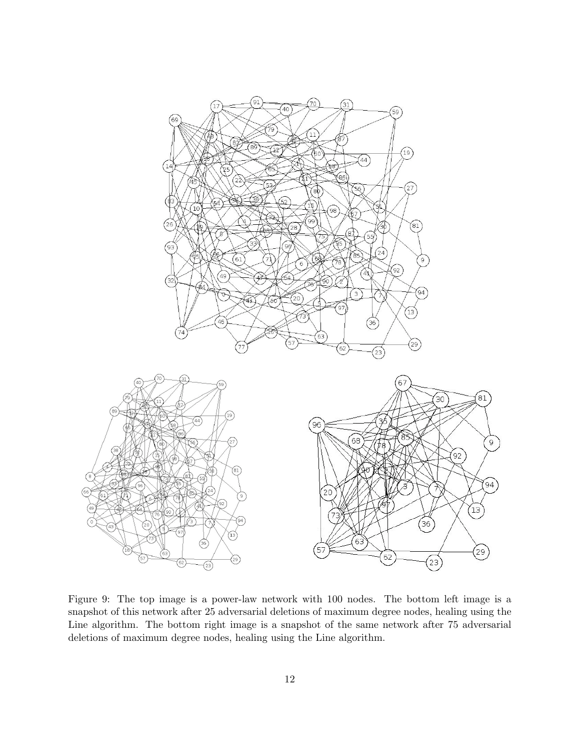Figure 9: The top image is a power-law network with 100 nodes. The bottom left image is a snapshot of this network after 25 adversarial deletions of maximum degree nodes, healing using the Line algorithm. The bottom right image is a snapshot of the same network after 75 adversarial deletions of maximum degree nodes, healing using the Line algorithm.